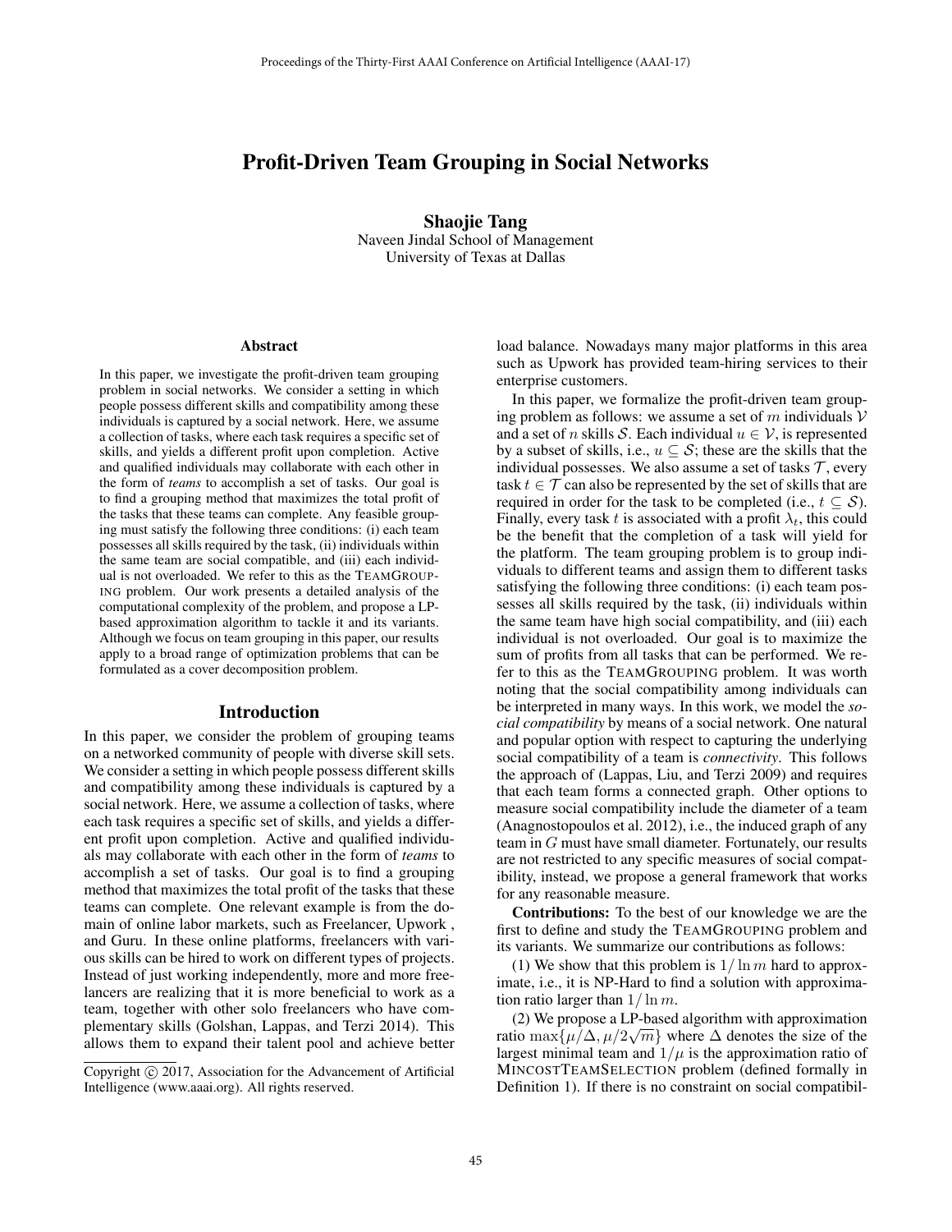# Profit-Driven Team Grouping in Social Networks

**Shaojie Tang**
Naveen Jindal School of Management
University of Texas at Dallas

## Abstract

In this paper, we investigate the profit-driven team grouping problem in social networks. We consider a setting in which people possess different skills and compatibility among these individuals is captured by a social network. Here, we assume a collection of tasks, where each task requires a specific set of skills, and yields a different profit upon completion. Active and qualified individuals may collaborate with each other in the form of *teams* to accomplish a set of tasks. Our goal is to find a grouping method that maximizes the total profit of the tasks that these teams can complete. Any feasible grouping must satisfy the following three conditions: (i) each team possesses all skills required by the task, (ii) individuals within the same team are social compatible, and (iii) each individual is not overloaded. We refer to this as the TEAMGROUPING problem. Our work presents a detailed analysis of the computational complexity of the problem, and propose a LP-based approximation algorithm to tackle it and its variants. Although we focus on team grouping in this paper, our results apply to a broad range of optimization problems that can be formulated as a cover decomposition problem.

## Introduction

In this paper, we consider the problem of grouping teams on a networked community of people with diverse skill sets. We consider a setting in which people possess different skills and compatibility among these individuals is captured by a social network. Here, we assume a collection of tasks, where each task requires a specific set of skills, and yields a different profit upon completion. Active and qualified individuals may collaborate with each other in the form of *teams* to accomplish a set of tasks. Our goal is to find a grouping method that maximizes the total profit of the tasks that these teams can complete. One relevant example is from the domain of online labor markets, such as Freelancer, Upwork , and Guru. In these online platforms, freelancers with various skills can be hired to work on different types of projects. Instead of just working independently, more and more freelancers are realizing that it is more beneficial to work as a team, together with other solo freelancers who have complementary skills (Golshan, Lappas, and Terzi 2014). This allows them to expand their talent pool and achieve better load balance. Nowadays many major platforms in this area such as Upwork has provided team-hiring services to their enterprise customers.

In this paper, we formalize the profit-driven team grouping problem as follows: we assume a set of $m$ individuals $\mathcal{V}$ and a set of $n$ skills $\mathcal{S}$. Each individual $u \in \mathcal{V}$, is represented by a subset of skills, i.e., $u \subseteq \mathcal{S}$; these are the skills that the individual possesses. We also assume a set of tasks $\mathcal{T}$, every task $t \in \mathcal{T}$ can also be represented by the set of skills that are required in order for the task to be completed (i.e., $t \subseteq \mathcal{S}$). Finally, every task $t$ is associated with a profit $\lambda_t$, this could be the benefit that the completion of a task will yield for the platform. The team grouping problem is to group individuals to different teams and assign them to different tasks satisfying the following three conditions: (i) each team possesses all skills required by the task, (ii) individuals within the same team have high social compatibility, and (iii) each individual is not overloaded. Our goal is to maximize the sum of profits from all tasks that can be performed. We refer to this as the TEAMGROUPING problem. It was worth noting that the social compatibility among individuals can be interpreted in many ways. In this work, we model the *social compatibility* by means of a social network. One natural and popular option with respect to capturing the underlying social compatibility of a team is *connectivity*. This follows the approach of (Lappas, Liu, and Terzi 2009) and requires that each team forms a connected graph. Other options to measure social compatibility include the diameter of a team (Anagnostopoulos et al. 2012), i.e., the induced graph of any team in $G$ must have small diameter. Fortunately, our results are not restricted to any specific measures of social compatibility, instead, we propose a general framework that works for any reasonable measure.

**Contributions:** To the best of our knowledge we are the first to define and study the TEAMGROUPING problem and its variants. We summarize our contributions as follows:

(1) We show that this problem is $1/\ln m$ hard to approximate, i.e., it is NP-Hard to find a solution with approximation ratio larger than $1/\ln m$.

(2) We propose a LP-based algorithm with approximation ratio $\max\{\mu/\Delta, \mu/2\sqrt{m}\}$ where $\Delta$ denotes the size of the largest minimal team and $1/\mu$ is the approximation ratio of MINCOSTTEAMSELECTION problem (defined formally in Definition 1). If there is no constraint on social compatibil-

Copyright © 2017, Association for the Advancement of Artificial Intelligence (www.aaai.org). All rights reserved.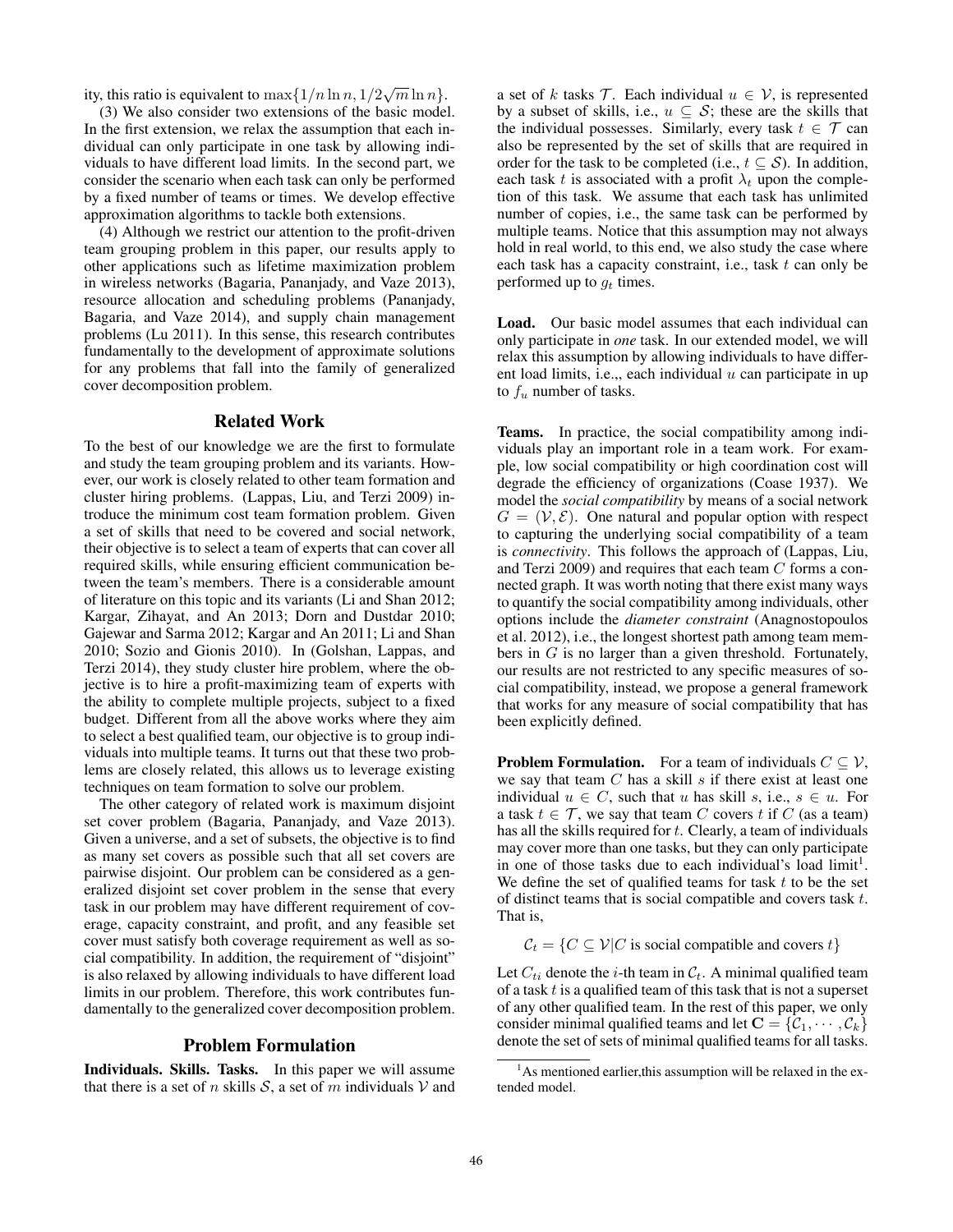ity, this ratio is equivalent to $\max\{1/n \ln n, 1/2\sqrt{m} \ln n\}$.

(3) We also consider two extensions of the basic model. In the first extension, we relax the assumption that each individual can only participate in one task by allowing individuals to have different load limits. In the second part, we consider the scenario when each task can only be performed by a fixed number of teams or times. We develop effective approximation algorithms to tackle both extensions.

(4) Although we restrict our attention to the profit-driven team grouping problem in this paper, our results apply to other applications such as lifetime maximization problem in wireless networks (Bagaria, Pananjady, and Vaze 2013), resource allocation and scheduling problems (Pananjady, Bagaria, and Vaze 2014), and supply chain management problems (Lu 2011). In this sense, this research contributes fundamentally to the development of approximate solutions for any problems that fall into the family of generalized cover decomposition problem.

## Related Work

To the best of our knowledge we are the first to formulate and study the team grouping problem and its variants. However, our work is closely related to other team formation and cluster hiring problems. (Lappas, Liu, and Terzi 2009) introduce the minimum cost team formation problem. Given a set of skills that need to be covered and social network, their objective is to select a team of experts that can cover all required skills, while ensuring efficient communication between the team's members. There is a considerable amount of literature on this topic and its variants (Li and Shan 2012; Kargar, Zihayat, and An 2013; Dorn and Dustdar 2010; Gajewar and Sarma 2012; Kargar and An 2011; Li and Shan 2010; Sozio and Gionis 2010). In (Golshan, Lappas, and Terzi 2014), they study cluster hire problem, where the objective is to hire a profit-maximizing team of experts with the ability to complete multiple projects, subject to a fixed budget. Different from all the above works where they aim to select a best qualified team, our objective is to group individuals into multiple teams. It turns out that these two problems are closely related, this allows us to leverage existing techniques on team formation to solve our problem.

The other category of related work is maximum disjoint set cover problem (Bagaria, Pananjady, and Vaze 2013). Given a universe, and a set of subsets, the objective is to find as many set covers as possible such that all set covers are pairwise disjoint. Our problem can be considered as a generalized disjoint set cover problem in the sense that every task in our problem may have different requirement of coverage, capacity constraint, and profit, and any feasible set cover must satisfy both coverage requirement as well as social compatibility. In addition, the requirement of "disjoint" is also relaxed by allowing individuals to have different load limits in our problem. Therefore, this work contributes fundamentally to the generalized cover decomposition problem.

## Problem Formulation

**Individuals. Skills. Tasks.** In this paper we will assume that there is a set of $n$ skills $\mathcal{S}$, a set of $m$ individuals $\mathcal{V}$ and a set of $k$ tasks $\mathcal{T}$. Each individual $u \in \mathcal{V}$, is represented by a subset of skills, i.e., $u \subseteq \mathcal{S}$; these are the skills that the individual possesses. Similarly, every task $t \in \mathcal{T}$ can also be represented by the set of skills that are required in order for the task to be completed (i.e., $t \subseteq \mathcal{S}$). In addition, each task $t$ is associated with a profit $\lambda_t$ upon the completion of this task. We assume that each task has unlimited number of copies, i.e., the same task can be performed by multiple teams. Notice that this assumption may not always hold in real world, to this end, we also study the case where each task has a capacity constraint, i.e., task $t$ can only be performed up to $g_t$ times.

**Load.** Our basic model assumes that each individual can only participate in *one* task. In our extended model, we will relax this assumption by allowing individuals to have different load limits, i.e.,, each individual $u$ can participate in up to $f_u$ number of tasks.

**Teams.** In practice, the social compatibility among individuals play an important role in a team work. For example, low social compatibility or high coordination cost will degrade the efficiency of organizations (Coase 1937). We model the *social compatibility* by means of a social network $G = (\mathcal{V}, \mathcal{E})$. One natural and popular option with respect to capturing the underlying social compatibility of a team is *connectivity*. This follows the approach of (Lappas, Liu, and Terzi 2009) and requires that each team $C$ forms a connected graph. It was worth noting that there exist many ways to quantify the social compatibility among individuals, other options include the *diameter constraint* (Anagnostopoulos et al. 2012), i.e., the longest shortest path among team members in $G$ is no larger than a given threshold. Fortunately, our results are not restricted to any specific measures of social compatibility, instead, we propose a general framework that works for any measure of social compatibility that has been explicitly defined.

**Problem Formulation.** For a team of individuals $C \subseteq \mathcal{V}$, we say that team $C$ has a skill $s$ if there exist at least one individual $u \in C$, such that $u$ has skill $s$, i.e., $s \in u$. For a task $t \in \mathcal{T}$, we say that team $C$ covers $t$ if $C$ (as a team) has all the skills required for $t$. Clearly, a team of individuals may cover more than one tasks, but they can only participate in one of those tasks due to each individual's load limit[1]. We define the set of qualified teams for task $t$ to be the set of distinct teams that is social compatible and covers task $t$. That is,

$$\mathcal{C}_t = \{C \subseteq \mathcal{V} | C \text{ is social compatible and covers } t\}$$

Let $C_{ti}$ denote the $i$-th team in $\mathcal{C}_t$. A minimal qualified team of a task $t$ is a qualified team of this task that is not a superset of any other qualified team. In the rest of this paper, we only consider minimal qualified teams and let $\mathbf{C} = \{\mathcal{C}_1, \cdots, \mathcal{C}_k\}$ denote the set of sets of minimal qualified teams for all tasks.

[1] As mentioned earlier,this assumption will be relaxed in the extended model.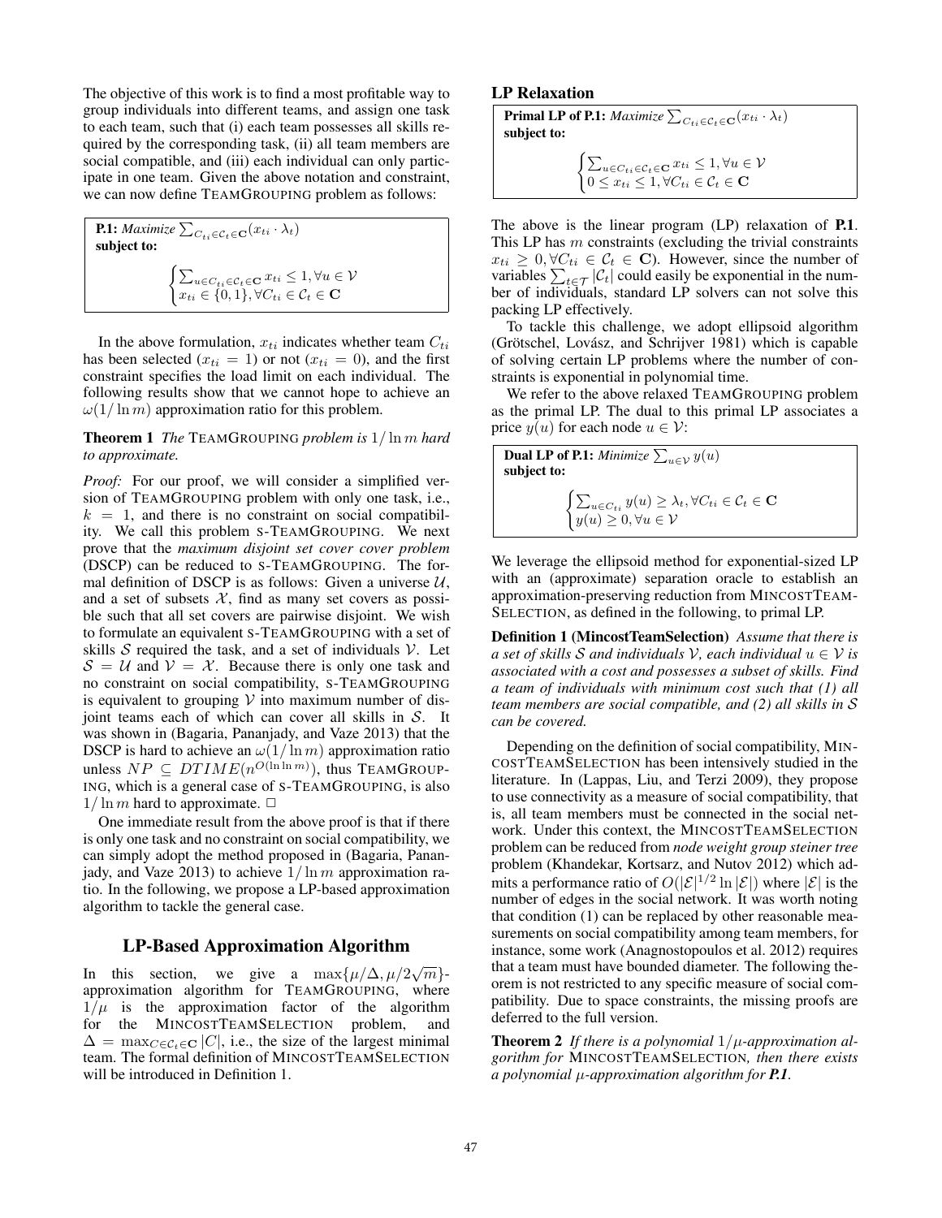The objective of this work is to find a most profitable way to group individuals into different teams, and assign one task to each team, such that (i) each team possesses all skills required by the corresponding task, (ii) all team members are social compatible, and (iii) each individual can only participate in one team. Given the above notation and constraint, we can now define TEAMGROUPING problem as follows:

**P.1:** *Maximize* $\sum_{C_{ti} \in \mathcal{C}_t \in \mathbf{C}} (x_{ti} \cdot \lambda_t)$
**subject to:**

$$\begin{cases} \sum_{u \in C_{ti} \in \mathcal{C}_t \in \mathbf{C}} x_{ti} \leq 1, \forall u \in \mathcal{V} \\ x_{ti} \in \{0, 1\}, \forall C_{ti} \in \mathcal{C}_t \in \mathbf{C} \end{cases}$$

In the above formulation, $x_{ti}$ indicates whether team $C_{ti}$ has been selected ($x_{ti} = 1$) or not ($x_{ti} = 0$), and the first constraint specifies the load limit on each individual. The following results show that we cannot hope to achieve an $\omega(1/\ln m)$ approximation ratio for this problem.

**Theorem 1** *The* TEAMGROUPING *problem is* $1/\ln m$ *hard to approximate.*

*Proof:* For our proof, we will consider a simplified version of TEAMGROUPING problem with only one task, i.e., $k = 1$, and there is no constraint on social compatibility. We call this problem S-TEAMGROUPING. We next prove that the *maximum disjoint set cover cover problem* (DSCP) can be reduced to S-TEAMGROUPING. The formal definition of DSCP is as follows: Given a universe $\mathcal{U}$, and a set of subsets $\mathcal{X}$, find as many set covers as possible such that all set covers are pairwise disjoint. We wish to formulate an equivalent S-TEAMGROUPING with a set of skills $\mathcal{S}$ required the task, and a set of individuals $\mathcal{V}$. Let $\mathcal{S} = \mathcal{U}$ and $\mathcal{V} = \mathcal{X}$. Because there is only one task and no constraint on social compatibility, S-TEAMGROUPING is equivalent to grouping $\mathcal{V}$ into maximum number of disjoint teams each of which can cover all skills in $\mathcal{S}$. It was shown in (Bagaria, Pananjady, and Vaze 2013) that the DSCP is hard to achieve an $\omega(1/\ln m)$ approximation ratio unless $NP \subseteq DTIME(n^{O(\ln \ln m)})$, thus TEAMGROUPING, which is a general case of S-TEAMGROUPING, is also $1/\ln m$ hard to approximate. □

One immediate result from the above proof is that if there is only one task and no constraint on social compatibility, we can simply adopt the method proposed in (Bagaria, Pananjady, and Vaze 2013) to achieve $1/\ln m$ approximation ratio. In the following, we propose a LP-based approximation algorithm to tackle the general case.

## LP-Based Approximation Algorithm

In this section, we give a $\max\{\mu/\Delta, \mu/2\sqrt{m}\}$-approximation algorithm for TEAMGROUPING, where $1/\mu$ is the approximation factor of the algorithm for the MINCOSTTEAMSELECTION problem, and $\Delta = \max_{C \in \mathcal{C}_t \in \mathbf{C}} |C|$, i.e., the size of the largest minimal team. The formal definition of MINCOSTTEAMSELECTION will be introduced in Definition 1.

### LP Relaxation

**Primal LP of P.1:** *Maximize* $\sum_{C_{ti} \in \mathcal{C}_t \in \mathbf{C}} (x_{ti} \cdot \lambda_t)$
**subject to:**

$$\begin{cases} \sum_{u \in C_{ti} \in \mathcal{C}_t \in \mathbf{C}} x_{ti} \leq 1, \forall u \in \mathcal{V} \\ 0 \leq x_{ti} \leq 1, \forall C_{ti} \in \mathcal{C}_t \in \mathbf{C} \end{cases}$$

The above is the linear program (LP) relaxation of **P.1**. This LP has $m$ constraints (excluding the trivial constraints $x_{ti} \geq 0, \forall C_{ti} \in \mathcal{C}_t \in \mathbf{C}$). However, since the number of variables $\sum_{t \in \mathcal{T}} |\mathcal{C}_t|$ could easily be exponential in the number of individuals, standard LP solvers can not solve this packing LP effectively.

To tackle this challenge, we adopt ellipsoid algorithm (Grötschel, Lovász, and Schrijver 1981) which is capable of solving certain LP problems where the number of constraints is exponential in polynomial time.

We refer to the above relaxed TEAMGROUPING problem as the primal LP. The dual to this primal LP associates a price $y(u)$ for each node $u \in \mathcal{V}$:

**Dual LP of P.1:** *Minimize* $\sum_{u \in \mathcal{V}} y(u)$
**subject to:**

$$\begin{cases} \sum_{u \in C_{ti}} y(u) \geq \lambda_t, \forall C_{ti} \in \mathcal{C}_t \in \mathbf{C} \\ y(u) \geq 0, \forall u \in \mathcal{V} \end{cases}$$

We leverage the ellipsoid method for exponential-sized LP with an (approximate) separation oracle to establish an approximation-preserving reduction from MINCOSTTEAMSELECTION, as defined in the following, to primal LP.

**Definition 1 (MincostTeamSelection)** *Assume that there is a set of skills $\mathcal{S}$ and individuals $\mathcal{V}$, each individual $u \in \mathcal{V}$ is associated with a cost and possesses a subset of skills. Find a team of individuals with minimum cost such that (1) all team members are social compatible, and (2) all skills in $\mathcal{S}$ can be covered.*

Depending on the definition of social compatibility, MINCOSTTEAMSELECTION has been intensively studied in the literature. In (Lappas, Liu, and Terzi 2009), they propose to use connectivity as a measure of social compatibility, that is, all team members must be connected in the social network. Under this context, the MINCOSTTEAMSELECTION problem can be reduced from *node weight group steiner tree* problem (Khandekar, Kortsarz, and Nutov 2012) which admits a performance ratio of $O(|\mathcal{E}|^{1/2} \ln |\mathcal{E}|)$ where $|\mathcal{E}|$ is the number of edges in the social network. It was worth noting that condition (1) can be replaced by other reasonable measurements on social compatibility among team members, for instance, some work (Anagnostopoulos et al. 2012) requires that a team must have bounded diameter. The following theorem is not restricted to any specific measure of social compatibility. Due to space constraints, the missing proofs are deferred to the full version.

**Theorem 2** *If there is a polynomial $1/\mu$-approximation algorithm for* MINCOSTTEAMSELECTION*, then there exists a polynomial $\mu$-approximation algorithm for **P.1**.*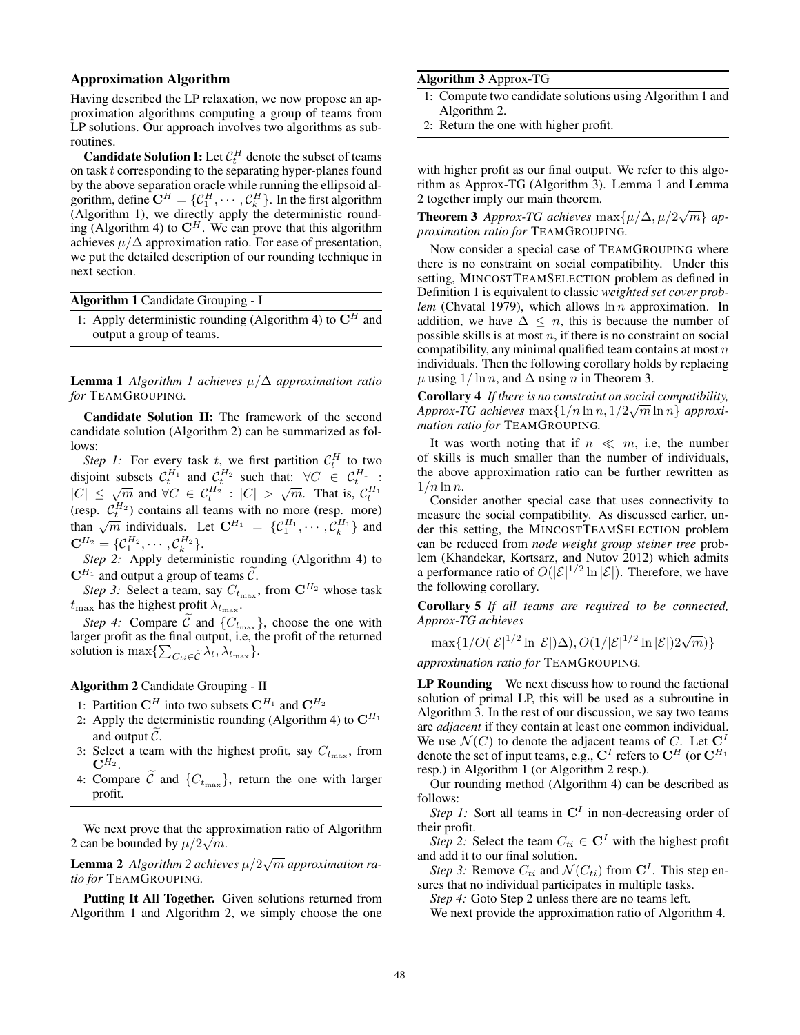### Approximation Algorithm

Having described the LP relaxation, we now propose an approximation algorithms computing a group of teams from LP solutions. Our approach involves two algorithms as subroutines.

**Candidate Solution I:** Let $\mathcal{C}_t^H$ denote the subset of teams on task $t$ corresponding to the separating hyper-planes found by the above separation oracle while running the ellipsoid algorithm, define $\mathbf{C}^H = \{\mathcal{C}_1^H, \cdots, \mathcal{C}_k^H\}$. In the first algorithm (Algorithm 1), we directly apply the deterministic rounding (Algorithm 4) to $\mathbf{C}^H$. We can prove that this algorithm achieves $\mu/\Delta$ approximation ratio. For ease of presentation, we put the detailed description of our rounding technique in next section.

**Algorithm 1** Candidate Grouping - I

1: Apply deterministic rounding (Algorithm 4) to $\mathbf{C}^H$ and output a group of teams.

**Lemma 1** *Algorithm 1 achieves $\mu/\Delta$ approximation ratio for* TEAMGROUPING.

**Candidate Solution II:** The framework of the second candidate solution (Algorithm 2) can be summarized as follows:

*Step 1:* For every task $t$, we first partition $\mathcal{C}_t^H$ to two disjoint subsets $\mathcal{C}_t^{H_1}$ and $\mathcal{C}_t^{H_2}$ such that: $\forall C \in \mathcal{C}_t^{H_1}$ : $|C| \leq \sqrt{m}$ and $\forall C \in \mathcal{C}_t^{H_2}$ : $|C| > \sqrt{m}$. That is, $\mathcal{C}_t^{H_1}$ (resp. $\mathcal{C}_t^{H_2}$) contains all teams with no more (resp. more) than $\sqrt{m}$ individuals. Let $\mathbf{C}^{H_1} = \{\mathcal{C}_1^{H_1}, \cdots, \mathcal{C}_k^{H_1}\}$ and $\mathbf{C}^{H_2} = \{\mathcal{C}_1^{H_2}, \cdots, \mathcal{C}_k^{H_2}\}$.

*Step 2:* Apply deterministic rounding (Algorithm 4) to $\mathbf{C}^{H_1}$ and output a group of teams $\widetilde{\mathcal{C}}$.

*Step 3:* Select a team, say $C_{t_{\max}}$, from $\mathbf{C}^{H_2}$ whose task $t_{\max}$ has the highest profit $\lambda_{t_{\max}}$.

*Step 4:* Compare $\widetilde{\mathcal{C}}$ and $\{C_{t_{\max}}\}$, choose the one with larger profit as the final output, i.e, the profit of the returned solution is $\max\{\sum_{C_{ti} \in \widetilde{\mathcal{C}}} \lambda_t, \lambda_{t_{\max}}\}$.

**Algorithm 2** Candidate Grouping - II

1: Partition $\mathbf{C}^H$ into two subsets $\mathbf{C}^{H_1}$ and $\mathbf{C}^{H_2}$
2: Apply the deterministic rounding (Algorithm 4) to $\mathbf{C}^{H_1}$ and output $\widetilde{\mathcal{C}}$.
3: Select a team with the highest profit, say $C_{t_{\max}}$, from $\mathbf{C}^{H_2}$.
4: Compare $\widetilde{\mathcal{C}}$ and $\{C_{t_{\max}}\}$, return the one with larger profit.

We next prove that the approximation ratio of Algorithm 2 can be bounded by $\mu/2\sqrt{m}$.

**Lemma 2** *Algorithm 2 achieves $\mu/2\sqrt{m}$ approximation ratio for* TEAMGROUPING.

**Putting It All Together.** Given solutions returned from Algorithm 1 and Algorithm 2, we simply choose the one with higher profit as our final output. We refer to this algorithm as Approx-TG (Algorithm 3). Lemma 1 and Lemma 2 together imply our main theorem.

**Algorithm 3** Approx-TG

1: Compute two candidate solutions using Algorithm 1 and Algorithm 2.
2: Return the one with higher profit.

**Theorem 3** *Approx-TG achieves $\max\{\mu/\Delta, \mu/2\sqrt{m}\}$ approximation ratio for* TEAMGROUPING.

Now consider a special case of TEAMGROUPING where there is no constraint on social compatibility. Under this setting, MINCOSTTEAMSELECTION problem as defined in Definition 1 is equivalent to classic *weighted set cover problem* (Chvatal 1979), which allows $\ln n$ approximation. In addition, we have $\Delta \leq n$, this is because the number of possible skills is at most $n$, if there is no constraint on social compatibility, any minimal qualified team contains at most $n$ individuals. Then the following corollary holds by replacing $\mu$ using $1/\ln n$, and $\Delta$ using $n$ in Theorem 3.

**Corollary 4** *If there is no constraint on social compatibility, Approx-TG achieves $\max\{1/n \ln n, 1/2\sqrt{m} \ln n\}$ approximation ratio for* TEAMGROUPING.

It was worth noting that if $n \ll m$, i.e, the number of skills is much smaller than the number of individuals, the above approximation ratio can be further rewritten as $1/n \ln n$.

Consider another special case that uses connectivity to measure the social compatibility. As discussed earlier, under this setting, the MINCOSTTEAMSELECTION problem can be reduced from *node weight group steiner tree* problem (Khandekar, Kortsarz, and Nutov 2012) which admits a performance ratio of $O(|\mathcal{E}|^{1/2} \ln |\mathcal{E}|)$. Therefore, we have the following corollary.

**Corollary 5** *If all teams are required to be connected, Approx-TG achieves*

$$\max\{1/O(|\mathcal{E}|^{1/2} \ln |\mathcal{E}|)\Delta), O(1/|\mathcal{E}|^{1/2} \ln |\mathcal{E}|)2\sqrt{m})\}$$

*approximation ratio for* TEAMGROUPING.

**LP Rounding** We next discuss how to round the factional solution of primal LP, this will be used as a subroutine in Algorithm 3. In the rest of our discussion, we say two teams are *adjacent* if they contain at least one common individual. We use $\mathcal{N}(C)$ to denote the adjacent teams of $C$. Let $\mathbf{C}^I$ denote the set of input teams, e.g., $\mathbf{C}^I$ refers to $\mathbf{C}^H$ (or $\mathbf{C}^{H_1}$ resp.) in Algorithm 1 (or Algorithm 2 resp.).

Our rounding method (Algorithm 4) can be described as follows:

*Step 1:* Sort all teams in $\mathbf{C}^I$ in non-decreasing order of their profit.

*Step 2:* Select the team $C_{ti} \in \mathbf{C}^I$ with the highest profit and add it to our final solution.

*Step 3:* Remove $C_{ti}$ and $\mathcal{N}(C_{ti})$ from $\mathbf{C}^I$. This step ensures that no individual participates in multiple tasks.

*Step 4:* Goto Step 2 unless there are no teams left.

We next provide the approximation ratio of Algorithm 4.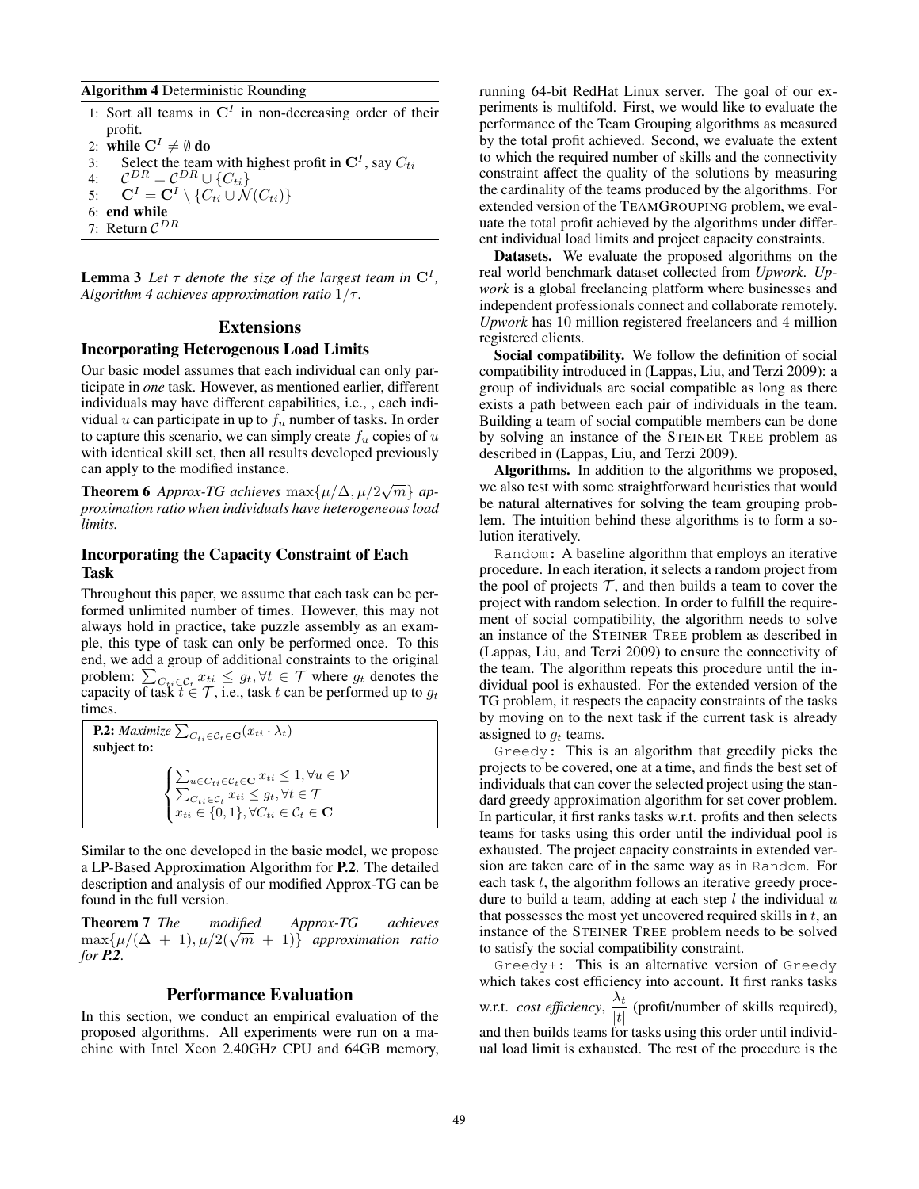**Algorithm 4** Deterministic Rounding

1: Sort all teams in $\mathbf{C}^I$ in non-decreasing order of their profit.
2: **while** $\mathbf{C}^I \neq \emptyset$ **do**
3: Select the team with highest profit in $\mathbf{C}^I$, say $C_{ti}$
4: $\mathcal{C}^{DR} = \mathcal{C}^{DR} \cup \{C_{ti}\}$
5: $\mathbf{C}^I = \mathbf{C}^I \setminus \{C_{ti} \cup \mathcal{N}(C_{ti})\}$
6: **end while**
7: Return $\mathcal{C}^{DR}$

**Lemma 3** *Let $\tau$ denote the size of the largest team in $\mathbf{C}^I$, Algorithm 4 achieves approximation ratio $1/\tau$.*

## Extensions

### Incorporating Heterogenous Load Limits

Our basic model assumes that each individual can only participate in *one* task. However, as mentioned earlier, different individuals may have different capabilities, i.e., , each individual $u$ can participate in up to $f_u$ number of tasks. In order to capture this scenario, we can simply create $f_u$ copies of $u$ with identical skill set, then all results developed previously can apply to the modified instance.

**Theorem 6** *Approx-TG achieves $\max\{\mu/\Delta, \mu/2\sqrt{m}\}$ approximation ratio when individuals have heterogeneous load limits.*

### Incorporating the Capacity Constraint of Each Task

Throughout this paper, we assume that each task can be performed unlimited number of times. However, this may not always hold in practice, take puzzle assembly as an example, this type of task can only be performed once. To this end, we add a group of additional constraints to the original problem: $\sum_{C_{ti} \in \mathcal{C}_t} x_{ti} \leq g_t, \forall t \in \mathcal{T}$ where $g_t$ denotes the capacity of task $t \in \mathcal{T}$, i.e., task $t$ can be performed up to $g_t$ times.

**P.2:** *Maximize* $\sum_{C_{ti} \in \mathcal{C}_t \in \mathbf{C}} (x_{ti} \cdot \lambda_t)$
**subject to:**

$$\begin{cases} \sum_{u \in C_{ti} \in \mathcal{C}_t \in \mathbf{C}} x_{ti} \leq 1, \forall u \in \mathcal{V} \\ \sum_{C_{ti} \in \mathcal{C}_t} x_{ti} \leq g_t, \forall t \in \mathcal{T} \\ x_{ti} \in \{0, 1\}, \forall C_{ti} \in \mathcal{C}_t \in \mathbf{C} \end{cases}$$

Similar to the one developed in the basic model, we propose a LP-Based Approximation Algorithm for **P.2**. The detailed description and analysis of our modified Approx-TG can be found in the full version.

**Theorem 7** *The modified Approx-TG achieves $\max\{\mu/(\Delta + 1), \mu/2(\sqrt{m} + 1)\}$ approximation ratio for **P.2**.*

## Performance Evaluation

In this section, we conduct an empirical evaluation of the proposed algorithms. All experiments were run on a machine with Intel Xeon 2.40GHz CPU and 64GB memory, running 64-bit RedHat Linux server. The goal of our experiments is multifold. First, we would like to evaluate the performance of the Team Grouping algorithms as measured by the total profit achieved. Second, we evaluate the extent to which the required number of skills and the connectivity constraint affect the quality of the solutions by measuring the cardinality of the teams produced by the algorithms. For extended version of the TEAMGROUPING problem, we evaluate the total profit achieved by the algorithms under different individual load limits and project capacity constraints.

**Datasets.** We evaluate the proposed algorithms on the real world benchmark dataset collected from *Upwork*. *Upwork* is a global freelancing platform where businesses and independent professionals connect and collaborate remotely. *Upwork* has 10 million registered freelancers and 4 million registered clients.

**Social compatibility.** We follow the definition of social compatibility introduced in (Lappas, Liu, and Terzi 2009): a group of individuals are social compatible as long as there exists a path between each pair of individuals in the team. Building a team of social compatible members can be done by solving an instance of the STEINER TREE problem as described in (Lappas, Liu, and Terzi 2009).

**Algorithms.** In addition to the algorithms we proposed, we also test with some straightforward heuristics that would be natural alternatives for solving the team grouping problem. The intuition behind these algorithms is to form a solution iteratively.

Random: A baseline algorithm that employs an iterative procedure. In each iteration, it selects a random project from the pool of projects $\mathcal{T}$, and then builds a team to cover the project with random selection. In order to fulfill the requirement of social compatibility, the algorithm needs to solve an instance of the STEINER TREE problem as described in (Lappas, Liu, and Terzi 2009) to ensure the connectivity of the team. The algorithm repeats this procedure until the individual pool is exhausted. For the extended version of the TG problem, it respects the capacity constraints of the tasks by moving on to the next task if the current task is already assigned to $g_t$ teams.

Greedy: This is an algorithm that greedily picks the projects to be covered, one at a time, and finds the best set of individuals that can cover the selected project using the standard greedy approximation algorithm for set cover problem. In particular, it first ranks tasks w.r.t. profits and then selects teams for tasks using this order until the individual pool is exhausted. The project capacity constraints in extended version are taken care of in the same way as in Random. For each task $t$, the algorithm follows an iterative greedy procedure to build a team, adding at each step $l$ the individual $u$ that possesses the most yet uncovered required skills in $t$, an instance of the STEINER TREE problem needs to be solved to satisfy the social compatibility constraint.

Greedy+: This is an alternative version of Greedy which takes cost efficiency into account. It first ranks tasks w.r.t. *cost efficiency*, $\frac{\lambda_t}{|t|}$ (profit/number of skills required), and then builds teams for tasks using this order until individual load limit is exhausted. The rest of the procedure is the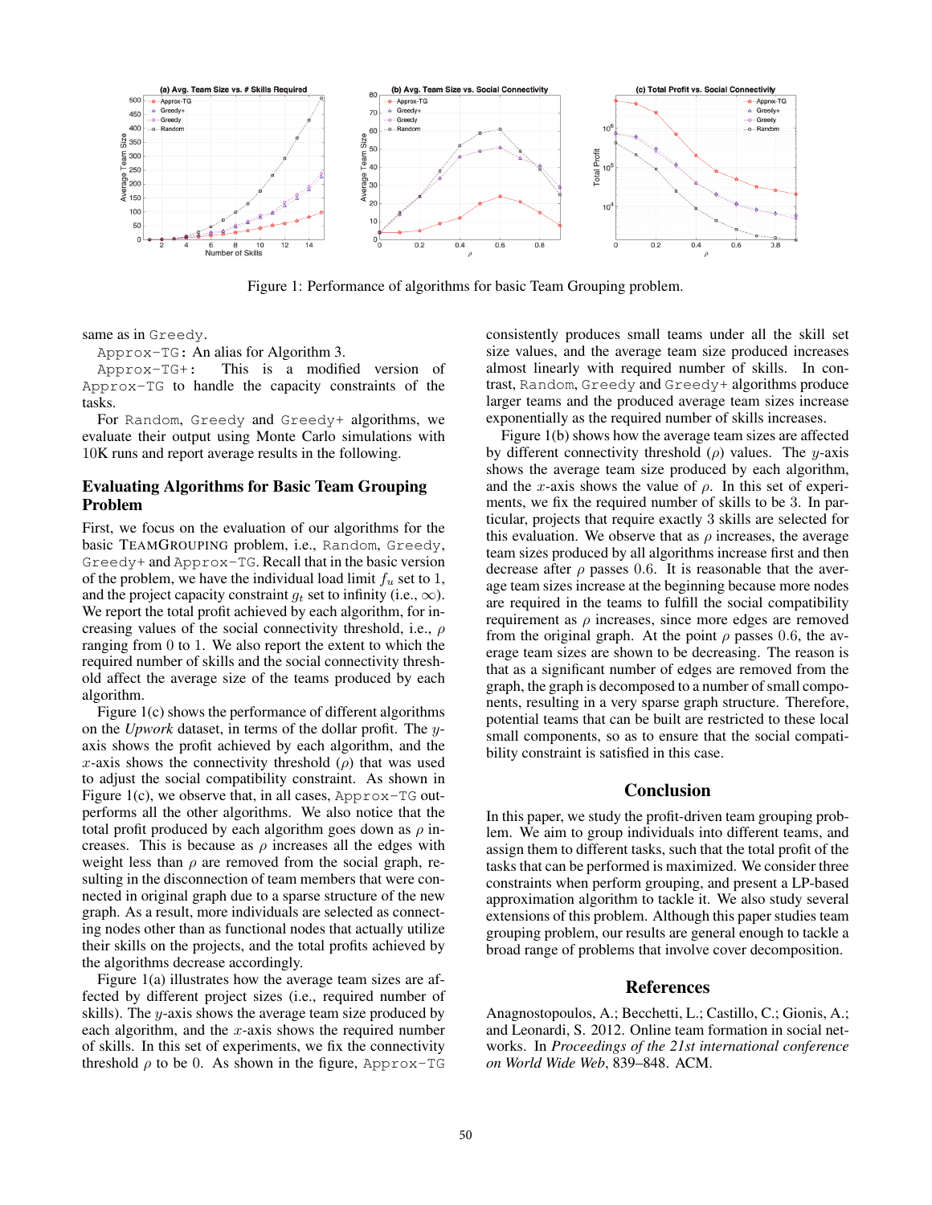Figure 1: Performance of algorithms for basic Team Grouping problem.

same as in Greedy.

Approx-TG: An alias for Algorithm 3.

Approx-TG+: This is a modified version of Approx-TG to handle the capacity constraints of the tasks.

For Random, Greedy and Greedy+ algorithms, we evaluate their output using Monte Carlo simulations with 10K runs and report average results in the following.

## Evaluating Algorithms for Basic Team Grouping Problem

First, we focus on the evaluation of our algorithms for the basic TEAMGROUPING problem, i.e., Random, Greedy, Greedy+ and Approx-TG. Recall that in the basic version of the problem, we have the individual load limit $f_u$ set to 1, and the project capacity constraint $g_t$ set to infinity (i.e., $\infty$). We report the total profit achieved by each algorithm, for increasing values of the social connectivity threshold, i.e., $\rho$ ranging from 0 to 1. We also report the extent to which the required number of skills and the social connectivity threshold affect the average size of the teams produced by each algorithm.

Figure 1(c) shows the performance of different algorithms on the *Upwork* dataset, in terms of the dollar profit. The $y$-axis shows the profit achieved by each algorithm, and the $x$-axis shows the connectivity threshold ($\rho$) that was used to adjust the social compatibility constraint. As shown in Figure 1(c), we observe that, in all cases, Approx-TG outperforms all the other algorithms. We also notice that the total profit produced by each algorithm goes down as $\rho$ increases. This is because as $\rho$ increases all the edges with weight less than $\rho$ are removed from the social graph, resulting in the disconnection of team members that were connected in original graph due to a sparse structure of the new graph. As a result, more individuals are selected as connecting nodes other than as functional nodes that actually utilize their skills on the projects, and the total profits achieved by the algorithms decrease accordingly.

Figure 1(a) illustrates how the average team sizes are affected by different project sizes (i.e., required number of skills). The $y$-axis shows the average team size produced by each algorithm, and the $x$-axis shows the required number of skills. In this set of experiments, we fix the connectivity threshold $\rho$ to be 0. As shown in the figure, Approx-TG consistently produces small teams under all the skill set size values, and the average team size produced increases almost linearly with required number of skills. In contrast, Random, Greedy and Greedy+ algorithms produce larger teams and the produced average team sizes increase exponentially as the required number of skills increases.

Figure 1(b) shows how the average team sizes are affected by different connectivity threshold ($\rho$) values. The $y$-axis shows the average team size produced by each algorithm, and the $x$-axis shows the value of $\rho$. In this set of experiments, we fix the required number of skills to be 3. In particular, projects that require exactly 3 skills are selected for this evaluation. We observe that as $\rho$ increases, the average team sizes produced by all algorithms increase first and then decrease after $\rho$ passes 0.6. It is reasonable that the average team sizes increase at the beginning because more nodes are required in the teams to fulfill the social compatibility requirement as $\rho$ increases, since more edges are removed from the original graph. At the point $\rho$ passes 0.6, the average team sizes are shown to be decreasing. The reason is that as a significant number of edges are removed from the graph, the graph is decomposed to a number of small components, resulting in a very sparse graph structure. Therefore, potential teams that can be built are restricted to these local small components, so as to ensure that the social compatibility constraint is satisfied in this case.

## Conclusion

In this paper, we study the profit-driven team grouping problem. We aim to group individuals into different teams, and assign them to different tasks, such that the total profit of the tasks that can be performed is maximized. We consider three constraints when perform grouping, and present a LP-based approximation algorithm to tackle it. We also study several extensions of this problem. Although this paper studies team grouping problem, our results are general enough to tackle a broad range of problems that involve cover decomposition.

## References

Anagnostopoulos, A.; Becchetti, L.; Castillo, C.; Gionis, A.; and Leonardi, S. 2012. Online team formation in social networks. In *Proceedings of the 21st international conference on World Wide Web*, 839–848. ACM.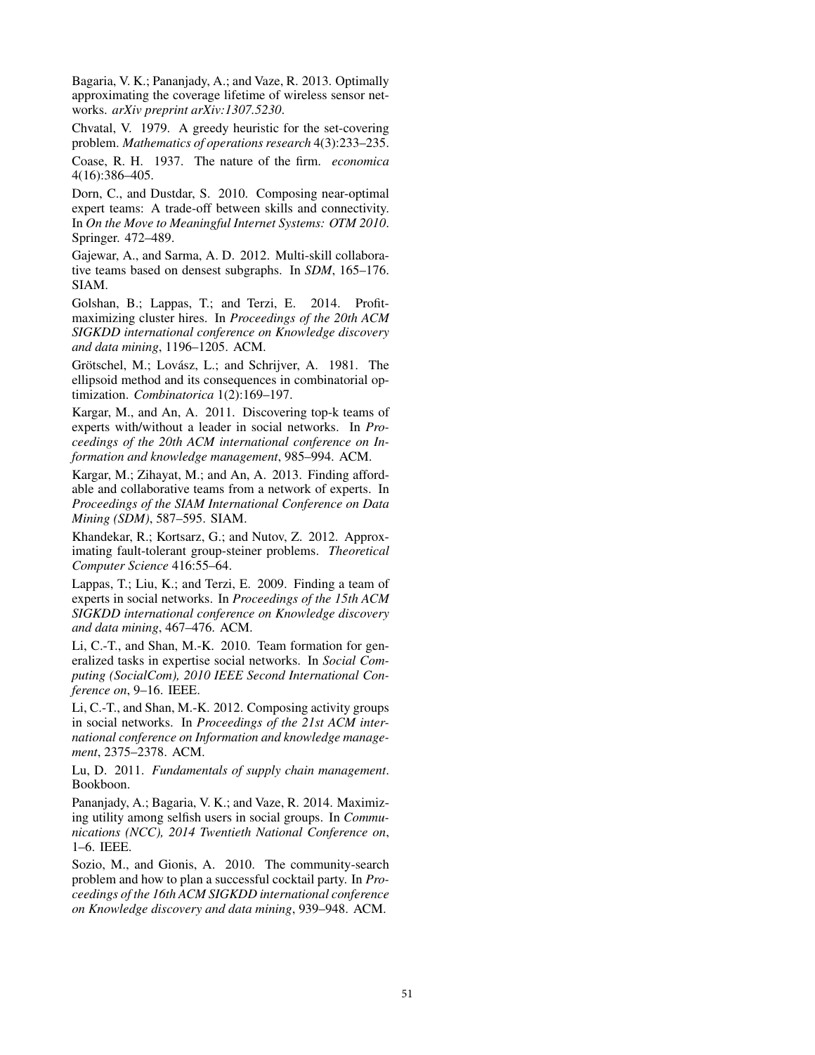Bagaria, V. K.; Pananjady, A.; and Vaze, R. 2013. Optimally approximating the coverage lifetime of wireless sensor networks. *arXiv preprint arXiv:1307.5230*.

Chvatal, V. 1979. A greedy heuristic for the set-covering problem. *Mathematics of operations research* 4(3):233–235.

Coase, R. H. 1937. The nature of the firm. *economica* 4(16):386–405.

Dorn, C., and Dustdar, S. 2010. Composing near-optimal expert teams: A trade-off between skills and connectivity. In *On the Move to Meaningful Internet Systems: OTM 2010*. Springer. 472–489.

Gajewar, A., and Sarma, A. D. 2012. Multi-skill collaborative teams based on densest subgraphs. In *SDM*, 165–176. SIAM.

Golshan, B.; Lappas, T.; and Terzi, E. 2014. Profit-maximizing cluster hires. In *Proceedings of the 20th ACM SIGKDD international conference on Knowledge discovery and data mining*, 1196–1205. ACM.

Grötschel, M.; Lovász, L.; and Schrijver, A. 1981. The ellipsoid method and its consequences in combinatorial optimization. *Combinatorica* 1(2):169–197.

Kargar, M., and An, A. 2011. Discovering top-k teams of experts with/without a leader in social networks. In *Proceedings of the 20th ACM international conference on Information and knowledge management*, 985–994. ACM.

Kargar, M.; Zihayat, M.; and An, A. 2013. Finding affordable and collaborative teams from a network of experts. In *Proceedings of the SIAM International Conference on Data Mining (SDM)*, 587–595. SIAM.

Khandekar, R.; Kortsarz, G.; and Nutov, Z. 2012. Approximating fault-tolerant group-steiner problems. *Theoretical Computer Science* 416:55–64.

Lappas, T.; Liu, K.; and Terzi, E. 2009. Finding a team of experts in social networks. In *Proceedings of the 15th ACM SIGKDD international conference on Knowledge discovery and data mining*, 467–476. ACM.

Li, C.-T., and Shan, M.-K. 2010. Team formation for generalized tasks in expertise social networks. In *Social Computing (SocialCom), 2010 IEEE Second International Conference on*, 9–16. IEEE.

Li, C.-T., and Shan, M.-K. 2012. Composing activity groups in social networks. In *Proceedings of the 21st ACM international conference on Information and knowledge management*, 2375–2378. ACM.

Lu, D. 2011. *Fundamentals of supply chain management*. Bookboon.

Pananjady, A.; Bagaria, V. K.; and Vaze, R. 2014. Maximizing utility among selfish users in social groups. In *Communications (NCC), 2014 Twentieth National Conference on*, 1–6. IEEE.

Sozio, M., and Gionis, A. 2010. The community-search problem and how to plan a successful cocktail party. In *Proceedings of the 16th ACM SIGKDD international conference on Knowledge discovery and data mining*, 939–948. ACM.